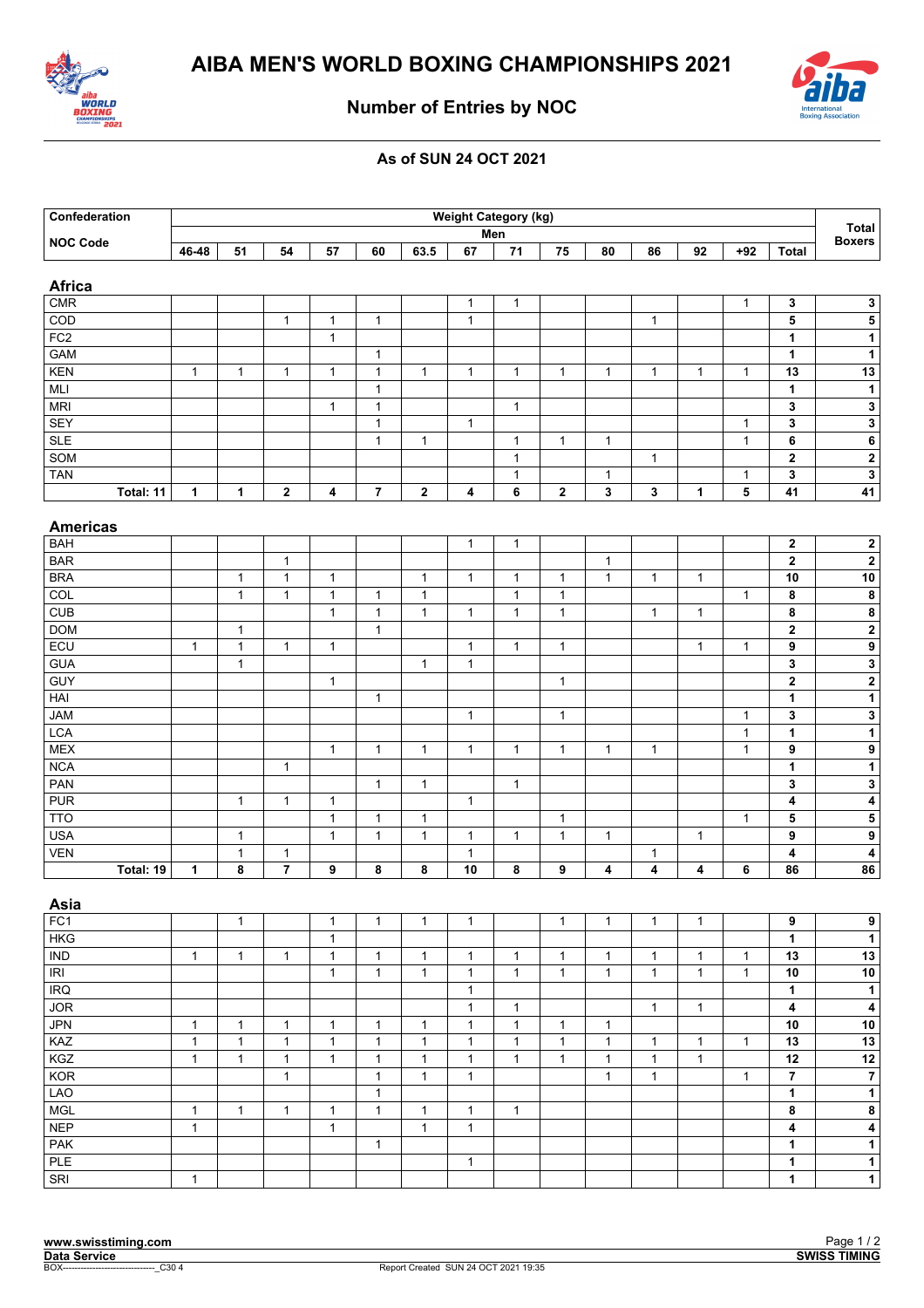# AIBA MEN'S WORLD BOXING CHAMPIONSHIPS 2021

## Number of Entries by NOC

### As of SUN 24 OCT 2021

| Confederation / NOC Code | Weight Category (kg) Men | | | | | | | | | | | | | | Total Boxers |
|---|---|---|---|---|---|---|---|---|---|---|---|---|---|---|---|
| | 46-48 | 51 | 54 | 57 | 60 | 63.5 | 67 | 71 | 75 | 80 | 86 | 92 | +92 | Total | |
| **Africa** | | | | | | | | | | | | | | | |
| CMR | | | | | | | 1 | 1 | | | | | 1 | **3** | **3** |
| COD | | | 1 | 1 | 1 | | 1 | | | | 1 | | | **5** | **5** |
| FC2 | | | | 1 | | | | | | | | | | **1** | **1** |
| GAM | | | | | 1 | | | | | | | | | **1** | **1** |
| KEN | 1 | 1 | 1 | 1 | 1 | 1 | 1 | 1 | 1 | 1 | 1 | 1 | 1 | **13** | **13** |
| MLI | | | | | 1 | | | | | | | | | **1** | **1** |
| MRI | | | | 1 | 1 | | | 1 | | | | | | **3** | **3** |
| SEY | | | | | 1 | | 1 | | | | | | 1 | **3** | **3** |
| SLE | | | | | 1 | 1 | | 1 | 1 | 1 | | | 1 | **6** | **6** |
| SOM | | | | | | | | 1 | | | 1 | | | **2** | **2** |
| TAN | | | | | | | | 1 | | 1 | | | 1 | **3** | **3** |
| **Total: 11** | **1** | **1** | **2** | **4** | **7** | **2** | **4** | **6** | **2** | **3** | **3** | **1** | **5** | **41** | **41** |
| **Americas** | | | | | | | | | | | | | | | |
| BAH | | | | | | | 1 | 1 | | | | | | **2** | **2** |
| BAR | | | 1 | | | | | | | 1 | | | | **2** | **2** |
| BRA | | 1 | 1 | 1 | | 1 | 1 | 1 | 1 | 1 | 1 | 1 | | **10** | **10** |
| COL | | 1 | 1 | 1 | 1 | 1 | | 1 | 1 | | | | 1 | **8** | **8** |
| CUB | | | | 1 | 1 | 1 | 1 | 1 | 1 | | 1 | 1 | | **8** | **8** |
| DOM | | 1 | | | 1 | | | | | | | | | **2** | **2** |
| ECU | 1 | 1 | 1 | 1 | | | 1 | 1 | 1 | | | 1 | 1 | **9** | **9** |
| GUA | | 1 | | | | 1 | 1 | | | | | | | **3** | **3** |
| GUY | | | | 1 | | | | | 1 | | | | | **2** | **2** |
| HAI | | | | | 1 | | | | | | | | | **1** | **1** |
| JAM | | | | | | | 1 | | 1 | | | | 1 | **3** | **3** |
| LCA | | | | | | | | | | | | | 1 | **1** | **1** |
| MEX | | | | 1 | 1 | 1 | 1 | 1 | 1 | 1 | 1 | | 1 | **9** | **9** |
| NCA | | | 1 | | | | | | | | | | | **1** | **1** |
| PAN | | | | | 1 | 1 | | 1 | | | | | | **3** | **3** |
| PUR | | 1 | 1 | 1 | | | 1 | | | | | | | **4** | **4** |
| TTO | | | | 1 | 1 | 1 | | | 1 | | | | 1 | **5** | **5** |
| USA | | 1 | | 1 | 1 | 1 | 1 | 1 | 1 | 1 | | 1 | | **9** | **9** |
| VEN | | 1 | 1 | | | | 1 | | | | 1 | | | **4** | **4** |
| **Total: 19** | **1** | **8** | **7** | **9** | **8** | **8** | **10** | **8** | **9** | **4** | **4** | **4** | **6** | **86** | **86** |
| **Asia** | | | | | | | | | | | | | | | |
| FC1 | | 1 | | 1 | 1 | 1 | 1 | | 1 | 1 | 1 | 1 | | **9** | **9** |
| HKG | | | | 1 | | | | | | | | | | **1** | **1** |
| IND | 1 | 1 | 1 | 1 | 1 | 1 | 1 | 1 | 1 | 1 | 1 | 1 | 1 | **13** | **13** |
| IRI | | | | 1 | 1 | 1 | 1 | 1 | 1 | 1 | 1 | 1 | 1 | **10** | **10** |
| IRQ | | | | | | | 1 | | | | | | | **1** | **1** |
| JOR | | | | | | | 1 | 1 | | | 1 | 1 | | **4** | **4** |
| JPN | 1 | 1 | 1 | 1 | 1 | 1 | 1 | 1 | 1 | 1 | | | | **10** | **10** |
| KAZ | 1 | 1 | 1 | 1 | 1 | 1 | 1 | 1 | 1 | 1 | 1 | 1 | 1 | **13** | **13** |
| KGZ | 1 | 1 | 1 | 1 | 1 | 1 | 1 | 1 | 1 | 1 | 1 | 1 | | **12** | **12** |
| KOR | | | 1 | | 1 | 1 | 1 | | | 1 | 1 | | 1 | **7** | **7** |
| LAO | | | | | 1 | | | | | | | | | **1** | **1** |
| MGL | 1 | 1 | 1 | 1 | 1 | 1 | 1 | 1 | | | | | | **8** | **8** |
| NEP | 1 | | | 1 | | 1 | 1 | | | | | | | **4** | **4** |
| PAK | | | | | 1 | | | | | | | | | **1** | **1** |
| PLE | | | | | | | 1 | | | | | | | **1** | **1** |
| SRI | 1 | | | | | | | | | | | | | **1** | **1** |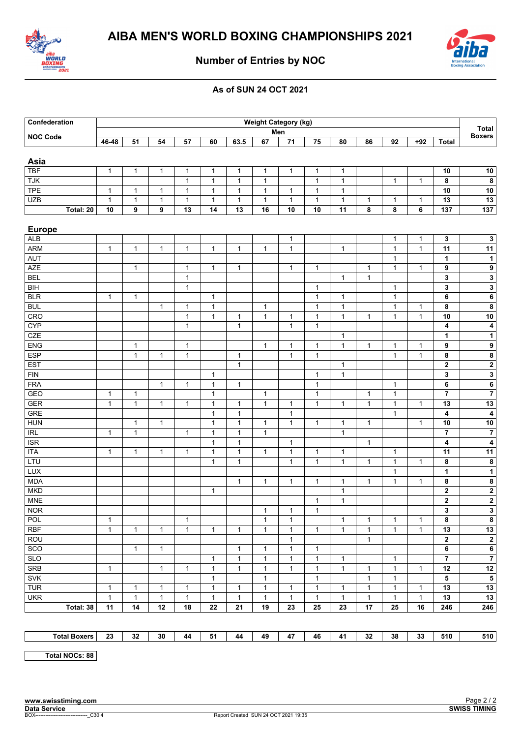# AIBA MEN'S WORLD BOXING CHAMPIONSHIPS 2021

## Number of Entries by NOC

### As of SUN 24 OCT 2021

| Confederation / NOC Code | Weight Category (kg) Men | | | | | | | | | | | | | | Total Boxers |
|---|---|---|---|---|---|---|---|---|---|---|---|---|---|---|---|
| | 46-48 | 51 | 54 | 57 | 60 | 63.5 | 67 | 71 | 75 | 80 | 86 | 92 | +92 | Total | |
| **Asia** | | | | | | | | | | | | | | | |
| TBF | 1 | 1 | 1 | 1 | 1 | 1 | 1 | 1 | 1 | 1 | | | | 10 | 10 |
| TJK | | | | 1 | 1 | 1 | 1 | | 1 | 1 | | 1 | 1 | 8 | 8 |
| TPE | 1 | 1 | 1 | 1 | 1 | 1 | 1 | 1 | 1 | 1 | | | | 10 | 10 |
| UZB | 1 | 1 | 1 | 1 | 1 | 1 | 1 | 1 | 1 | 1 | 1 | 1 | 1 | 13 | 13 |
| **Total: 20** | **10** | **9** | **9** | **13** | **14** | **13** | **16** | **10** | **10** | **11** | **8** | **8** | **6** | **137** | **137** |
| **Europe** | | | | | | | | | | | | | | | |
| ALB | | | | | | | | 1 | | | | 1 | 1 | 3 | 3 |
| ARM | 1 | 1 | 1 | 1 | 1 | 1 | 1 | 1 | | 1 | | 1 | 1 | 11 | 11 |
| AUT | | | | | | | | | | | | 1 | | 1 | 1 |
| AZE | | 1 | | 1 | 1 | 1 | | 1 | 1 | | 1 | 1 | 1 | 9 | 9 |
| BEL | | | | 1 | | | | | | 1 | 1 | | | 3 | 3 |
| BIH | | | | 1 | | | | | 1 | | | 1 | | 3 | 3 |
| BLR | 1 | 1 | | | 1 | | | | 1 | 1 | | 1 | | 6 | 6 |
| BUL | | | 1 | 1 | 1 | | 1 | | 1 | 1 | | 1 | 1 | 8 | 8 |
| CRO | | | | 1 | 1 | 1 | 1 | 1 | 1 | 1 | 1 | 1 | 1 | 10 | 10 |
| CYP | | | | 1 | | 1 | | 1 | 1 | | | | | 4 | 4 |
| CZE | | | | | | | | | | 1 | | | | 1 | 1 |
| ENG | | 1 | | 1 | | | 1 | 1 | 1 | 1 | 1 | 1 | 1 | 9 | 9 |
| ESP | | 1 | 1 | 1 | | 1 | | 1 | 1 | | | 1 | 1 | 8 | 8 |
| EST | | | | | | 1 | | | | 1 | | | | 2 | 2 |
| FIN | | | | | 1 | | | | 1 | 1 | | | | 3 | 3 |
| FRA | | | 1 | 1 | 1 | 1 | | | 1 | | | 1 | | 6 | 6 |
| GEO | 1 | 1 | | | 1 | | 1 | | 1 | | 1 | 1 | | 7 | 7 |
| GER | 1 | 1 | 1 | 1 | 1 | 1 | 1 | 1 | 1 | 1 | 1 | 1 | 1 | 13 | 13 |
| GRE | | | | | 1 | 1 | | 1 | | | | 1 | | 4 | 4 |
| HUN | | 1 | 1 | | 1 | 1 | 1 | 1 | 1 | 1 | 1 | | 1 | 10 | 10 |
| IRL | 1 | 1 | | 1 | 1 | 1 | 1 | | | 1 | | | | 7 | 7 |
| ISR | | | | | 1 | 1 | | 1 | | | 1 | | | 4 | 4 |
| ITA | 1 | 1 | 1 | 1 | 1 | 1 | 1 | 1 | 1 | 1 | | 1 | | 11 | 11 |
| LTU | | | | | 1 | 1 | | 1 | 1 | 1 | 1 | 1 | 1 | 8 | 8 |
| LUX | | | | | | | | | | | | 1 | | 1 | 1 |
| MDA | | | | | | 1 | 1 | 1 | 1 | 1 | 1 | 1 | 1 | 8 | 8 |
| MKD | | | | | 1 | | | | | 1 | | | | 2 | 2 |
| MNE | | | | | | | | | 1 | 1 | | | | 2 | 2 |
| NOR | | | | | | | 1 | 1 | 1 | | | | | 3 | 3 |
| POL | 1 | | | 1 | | | 1 | 1 | | 1 | 1 | 1 | 1 | 8 | 8 |
| RBF | 1 | 1 | 1 | 1 | 1 | 1 | 1 | 1 | 1 | 1 | 1 | 1 | 1 | 13 | 13 |
| ROU | | | | | | | | 1 | | | 1 | | | 2 | 2 |
| SCO | | 1 | 1 | | | 1 | 1 | 1 | 1 | | | | | 6 | 6 |
| SLO | | | | | 1 | 1 | 1 | 1 | 1 | 1 | | 1 | | 7 | 7 |
| SRB | 1 | | 1 | 1 | 1 | 1 | 1 | 1 | 1 | 1 | 1 | 1 | 1 | 12 | 12 |
| SVK | | | | | 1 | | 1 | | 1 | | 1 | 1 | | 5 | 5 |
| TUR | 1 | 1 | 1 | 1 | 1 | 1 | 1 | 1 | 1 | 1 | 1 | 1 | 1 | 13 | 13 |
| UKR | 1 | 1 | 1 | 1 | 1 | 1 | 1 | 1 | 1 | 1 | 1 | 1 | 1 | 13 | 13 |
| **Total: 38** | **11** | **14** | **12** | **18** | **22** | **21** | **19** | **23** | **25** | **23** | **17** | **25** | **16** | **246** | **246** |
| **Total Boxers** | **23** | **32** | **30** | **44** | **51** | **44** | **49** | **47** | **46** | **41** | **32** | **38** | **33** | **510** | **510** |

**Total NOCs: 88**

www.swisstiming.com

Data Service

BOX-------------------------------_C30 4

Report Created SUN 24 OCT 2021 19:35

SWISS TIMING